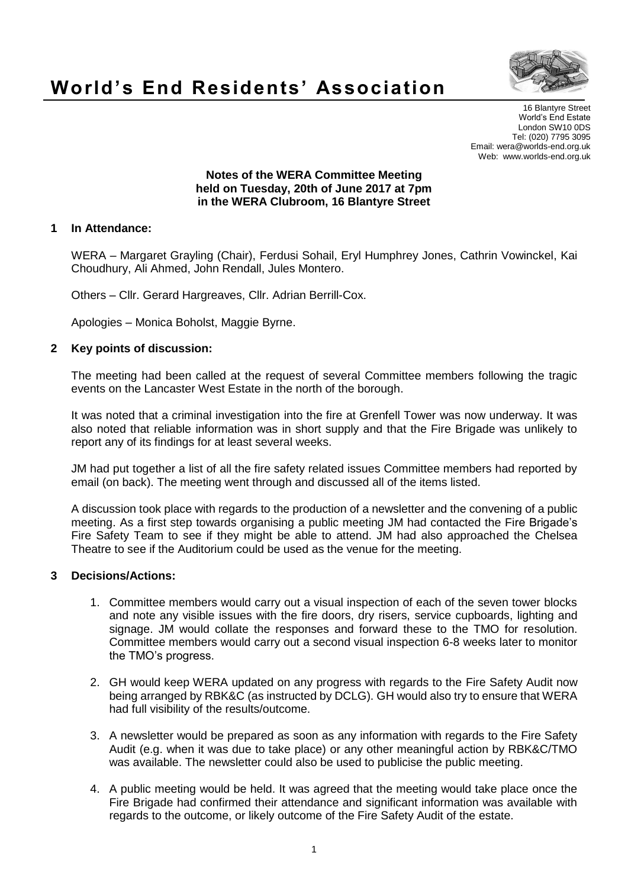# World's End Residents' Association

16 Blantyre Street
World's End Estate
London SW10 0DS
Tel: (020) 7795 3095
Email: wera@worlds-end.org.uk
Web: www.worlds-end.org.uk

**Notes of the WERA Committee Meeting held on Tuesday, 20th of June 2017 at 7pm in the WERA Clubroom, 16 Blantyre Street**

## 1 In Attendance:

WERA – Margaret Grayling (Chair), Ferdusi Sohail, Eryl Humphrey Jones, Cathrin Vowinckel, Kai Choudhury, Ali Ahmed, John Rendall, Jules Montero.

Others – Cllr. Gerard Hargreaves, Cllr. Adrian Berrill-Cox.

Apologies – Monica Boholst, Maggie Byrne.

## 2 Key points of discussion:

The meeting had been called at the request of several Committee members following the tragic events on the Lancaster West Estate in the north of the borough.

It was noted that a criminal investigation into the fire at Grenfell Tower was now underway. It was also noted that reliable information was in short supply and that the Fire Brigade was unlikely to report any of its findings for at least several weeks.

JM had put together a list of all the fire safety related issues Committee members had reported by email (on back). The meeting went through and discussed all of the items listed.

A discussion took place with regards to the production of a newsletter and the convening of a public meeting. As a first step towards organising a public meeting JM had contacted the Fire Brigade's Fire Safety Team to see if they might be able to attend. JM had also approached the Chelsea Theatre to see if the Auditorium could be used as the venue for the meeting.

## 3 Decisions/Actions:

1. Committee members would carry out a visual inspection of each of the seven tower blocks and note any visible issues with the fire doors, dry risers, service cupboards, lighting and signage. JM would collate the responses and forward these to the TMO for resolution. Committee members would carry out a second visual inspection 6-8 weeks later to monitor the TMO's progress.
2. GH would keep WERA updated on any progress with regards to the Fire Safety Audit now being arranged by RBK&C (as instructed by DCLG). GH would also try to ensure that WERA had full visibility of the results/outcome.
3. A newsletter would be prepared as soon as any information with regards to the Fire Safety Audit (e.g. when it was due to take place) or any other meaningful action by RBK&C/TMO was available. The newsletter could also be used to publicise the public meeting.
4. A public meeting would be held. It was agreed that the meeting would take place once the Fire Brigade had confirmed their attendance and significant information was available with regards to the outcome, or likely outcome of the Fire Safety Audit of the estate.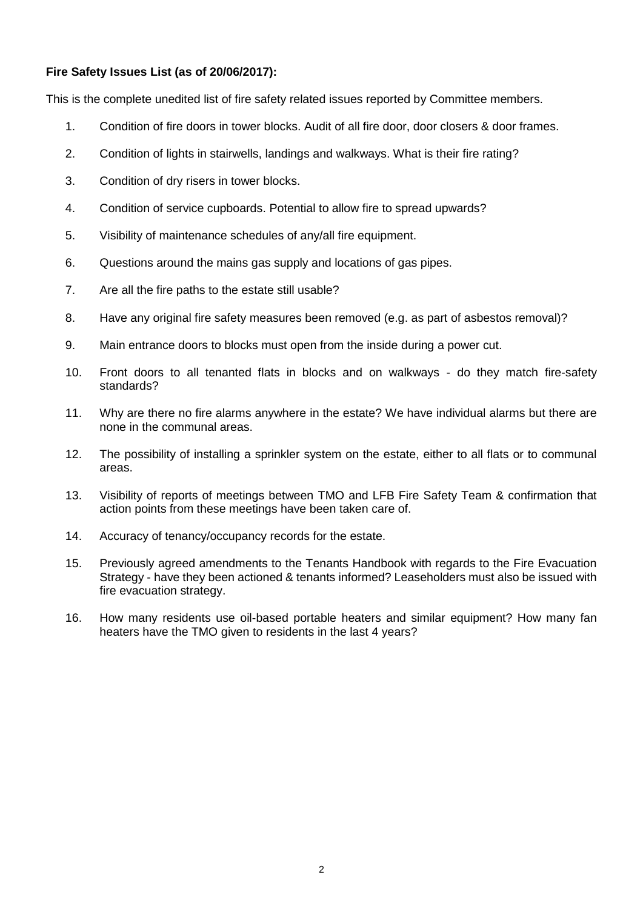**Fire Safety Issues List (as of 20/06/2017):**

This is the complete unedited list of fire safety related issues reported by Committee members.

1. Condition of fire doors in tower blocks. Audit of all fire door, door closers & door frames.
2. Condition of lights in stairwells, landings and walkways. What is their fire rating?
3. Condition of dry risers in tower blocks.
4. Condition of service cupboards. Potential to allow fire to spread upwards?
5. Visibility of maintenance schedules of any/all fire equipment.
6. Questions around the mains gas supply and locations of gas pipes.
7. Are all the fire paths to the estate still usable?
8. Have any original fire safety measures been removed (e.g. as part of asbestos removal)?
9. Main entrance doors to blocks must open from the inside during a power cut.
10. Front doors to all tenanted flats in blocks and on walkways - do they match fire-safety standards?
11. Why are there no fire alarms anywhere in the estate? We have individual alarms but there are none in the communal areas.
12. The possibility of installing a sprinkler system on the estate, either to all flats or to communal areas.
13. Visibility of reports of meetings between TMO and LFB Fire Safety Team & confirmation that action points from these meetings have been taken care of.
14. Accuracy of tenancy/occupancy records for the estate.
15. Previously agreed amendments to the Tenants Handbook with regards to the Fire Evacuation Strategy - have they been actioned & tenants informed? Leaseholders must also be issued with fire evacuation strategy.
16. How many residents use oil-based portable heaters and similar equipment? How many fan heaters have the TMO given to residents in the last 4 years?